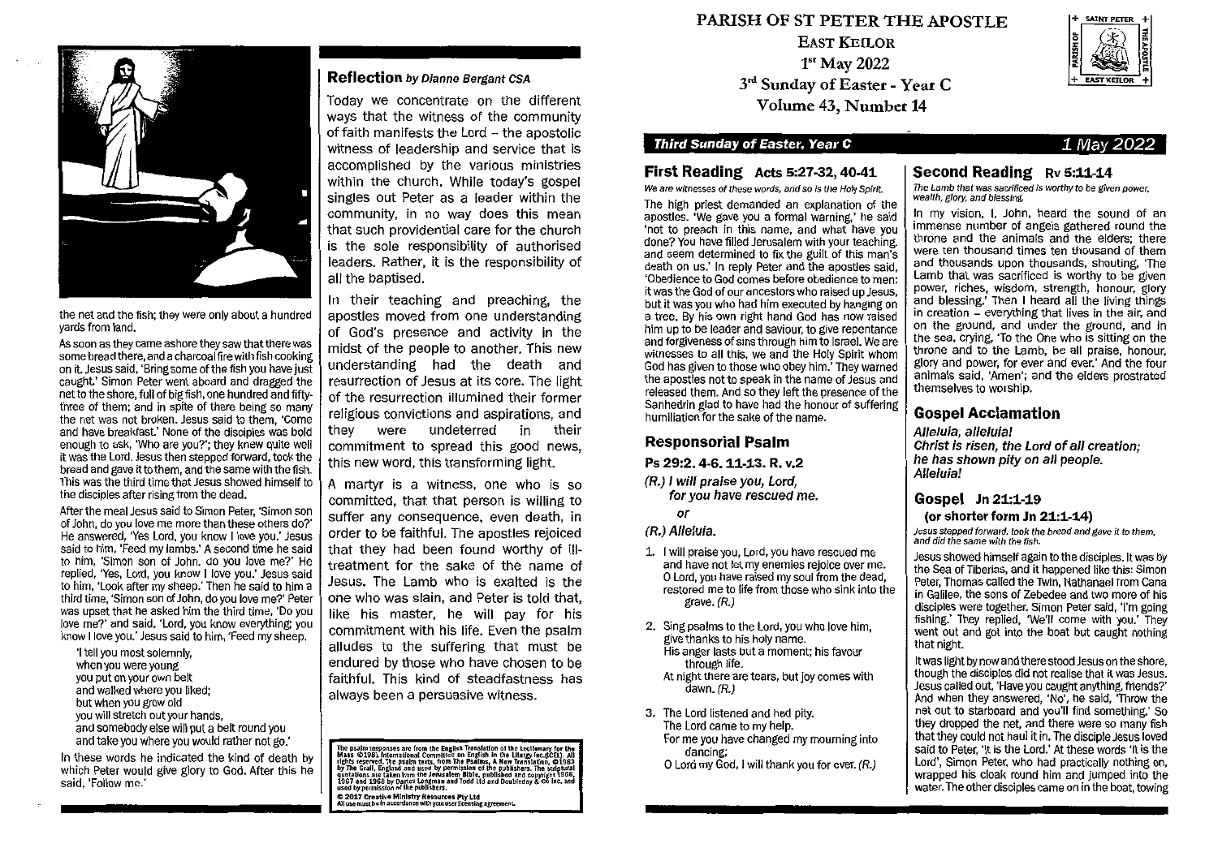# PARISH OF ST PETER THE APOSTLE

**EAST KEILOR**

**1st May 2022**

**3rd Sunday of Easter - Year C**

**Volume 43, Number 14**

***Third Sunday of Easter, Year C*** — *1 May 2022*

## First Reading Acts 5:27-32, 40-41

*We are witnesses of these words, and so is the Holy Spirit.*

The high priest demanded an explanation of the apostles. 'We gave you a formal warning,' he said 'not to preach in this name, and what have you done? You have filled Jerusalem with your teaching, and seem determined to fix the guilt of this man's death on us.' In reply Peter and the apostles said, 'Obedience to God comes before obedience to men; it was the God of our ancestors who raised up Jesus, but it was you who had him executed by hanging on a tree. By his own right hand God has now raised him up to be leader and saviour, to give repentance and forgiveness of sins through him to Israel. We are witnesses to all this, we and the Holy Spirit whom God has given to those who obey him.' They warned the apostles not to speak in the name of Jesus and released them. And so they left the presence of the Sanhedrin glad to have had the honour of suffering humiliation for the sake of the name.

## Responsorial Psalm

**Ps 29:2. 4-6. 11-13. R. v.2**

***(R.) I will praise you, Lord, for you have rescued me.***

*or*

***(R.) Alleluia.***

1. I will praise you, Lord, you have rescued me and have not let my enemies rejoice over me. O Lord, you have raised my soul from the dead, restored me to life from those who sink into the grave. *(R.)*
2. Sing psalms to the Lord, you who love him, give thanks to his holy name. His anger lasts but a moment; his favour through life. At night there are tears, but joy comes with dawn. *(R.)*
3. The Lord listened and had pity. The Lord came to my help. For me you have changed my mourning into dancing; O Lord my God, I will thank you for ever. *(R.)*

## Second Reading Rv 5:11-14

*The Lamb that was sacrificed is worthy to be given power, wealth, glory, and blessing.*

In my vision, I, John, heard the sound of an immense number of angels gathered round the throne and the animals and the elders; there were ten thousand times ten thousand of them and thousands upon thousands, shouting, 'The Lamb that was sacrificed is worthy to be given power, riches, wisdom, strength, honour, glory and blessing.' Then I heard all the living things in creation – everything that lives in the air, and on the ground, and under the ground, and in the sea, crying, 'To the One who is sitting on the throne and to the Lamb, be all praise, honour, glory and power, for ever and ever.' And the four animals said, 'Amen'; and the elders prostrated themselves to worship.

## Gospel Acclamation

***Alleluia, alleluia!***
***Christ is risen, the Lord of all creation;***
***he has shown pity on all people.***
***Alleluia!***

## Gospel Jn 21:1-19
### (or shorter form Jn 21:1-14)

*Jesus stepped forward, took the bread and gave it to them, and did the same with the fish.*

Jesus showed himself again to the disciples. It was by the Sea of Tiberias, and it happened like this: Simon Peter, Thomas called the Twin, Nathanael from Cana in Galilee, the sons of Zebedee and two more of his disciples were together. Simon Peter said, 'I'm going fishing.' They replied, 'We'll come with you.' They went out and got into the boat but caught nothing that night.

It was light by now and there stood Jesus on the shore, though the disciples did not realise that it was Jesus. Jesus called out, 'Have you caught anything, friends?' And when they answered, 'No', he said, 'Throw the net out to starboard and you'll find something.' So they dropped the net, and there were so many fish that they could not haul it in. The disciple Jesus loved said to Peter, 'It is the Lord.' At these words 'It is the Lord', Simon Peter, who had practically nothing on, wrapped his cloak round him and jumped into the water. The other disciples came on in the boat, towing the net and the fish; they were only about a hundred yards from land.

As soon as they came ashore they saw that there was some bread there, and a charcoal fire with fish cooking on it. Jesus said, 'Bring some of the fish you have just caught.' Simon Peter went aboard and dragged the net to the shore, full of big fish, one hundred and fifty-three of them; and in spite of there being so many the net was not broken. Jesus said to them, 'Come and have breakfast.' None of the disciples was bold enough to ask, 'Who are you?'; they knew quite well it was the Lord. Jesus then stepped forward, took the bread and gave it to them, and the same with the fish. This was the third time that Jesus showed himself to the disciples after rising from the dead.

After the meal Jesus said to Simon Peter, 'Simon son of John, do you love me more than these others do?' He answered, 'Yes Lord, you know I love you.' Jesus said to him, 'Feed my lambs.' A second time he said to him, 'Simon son of John, do you love me?' He replied, 'Yes, Lord, you know I love you.' Jesus said to him, 'Look after my sheep.' Then he said to him a third time, 'Simon son of John, do you love me?' Peter was upset that he asked him the third time, 'Do you love me?' and said, 'Lord, you know everything; you know I love you.' Jesus said to him, 'Feed my sheep.

'I tell you most solemnly,
when you were young
you put on your own belt
and walked where you liked;
but when you grow old
you will stretch out your hands,
and somebody else will put a belt round you
and take you where you would rather not go.'

In these words he indicated the kind of death by which Peter would give glory to God. After this he said, 'Follow me.'

## Reflection *by Dianne Bergant CSA*

Today we concentrate on the different ways that the witness of the community of faith manifests the Lord – the apostolic witness of leadership and service that is accomplished by the various ministries within the church. While today's gospel singles out Peter as a leader within the community, in no way does this mean that such providential care for the church is the sole responsibility of authorised leaders. Rather, it is the responsibility of all the baptised.

In their teaching and preaching, the apostles moved from one understanding of God's presence and activity in the midst of the people to another. This new understanding had the death and resurrection of Jesus at its core. The light of the resurrection illumined their former religious convictions and aspirations, and they were undeterred in their commitment to spread this good news, this new word, this transforming light.

A martyr is a witness, one who is so committed, that that person is willing to suffer any consequence, even death, in order to be faithful. The apostles rejoiced that they had been found worthy of ill-treatment for the sake of the name of Jesus. The Lamb who is exalted is the one who was slain, and Peter is told that, like his master, he will pay for his commitment with his life. Even the psalm alludes to the suffering that must be endured by those who have chosen to be faithful. This kind of steadfastness has always been a persuasive witness.

The psalm responses are from the English Translation of the Lectionary for the Mass ©1981 International Committee on English in the Liturgy Inc.(ICEL). All rights reserved. The psalm texts, from The Psalms, A New Translation, ©1963 by The Grail, England and used by permission of the publishers. The scriptural quotations are taken from the Jerusalem Bible, published and copyright 1966, 1967 and 1968 by Darton Longman and Todd Ltd and Doubleday & Co Inc, and used by permission of the publishers.
© 2017 Creative Ministry Resources Pty Ltd
All use must be in accordance with your user licensing agreement.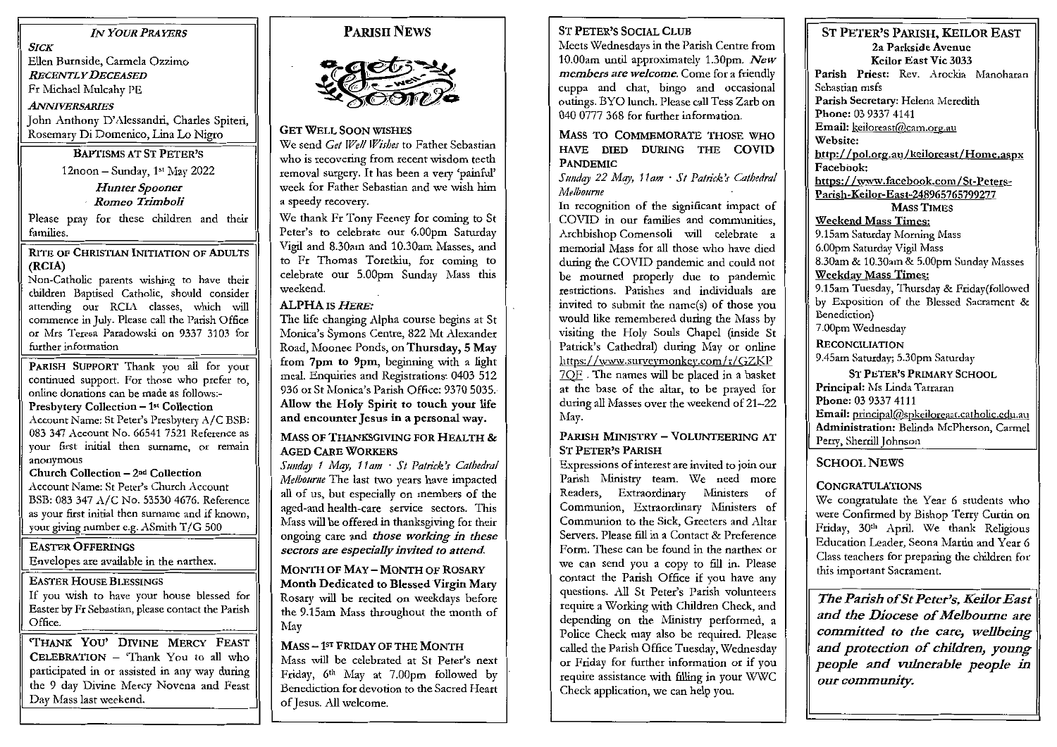## *IN YOUR PRAYERS*

***SICK***

Ellen Burnside, Carmela Ozzimo

***RECENTLY DECEASED***

Fr Michael Mulcahy PE

***ANNIVERSARIES***

John Anthony D'Alessandri, Charles Spiteri, Rosemary Di Domenico, Lina Lo Nigro

### BAPTISMS AT ST PETER'S

12noon – Sunday, 1st May 2022

***Hunter Spooner***

***Romeo Trimboli***

Please pray for these children and their families.

### RITE OF CHRISTIAN INITIATION OF ADULTS (RCIA)

Non-Catholic parents wishing to have their children Baptised Catholic, should consider attending our RCIA classes, which will commence in July. Please call the Parish Office or Mrs Teresa Paradowski on 9337 3103 for further information

**PARISH SUPPORT** Thank you all for your continued support. For those who prefer to, online donations can be made as follows:-

**Presbytery Collection – 1st Collection**

Account Name: St Peter's Presbytery A/C BSB: 083 347 Account No. 66541 7521 Reference as your first initial then surname, or remain anonymous

**Church Collection – 2nd Collection**

Account Name: St Peter's Church Account BSB: 083 347 A/C No. 53530 4676. Reference as your first initial then surname and if known, your giving number e.g. ASmith T/G 500

### EASTER OFFERINGS

Envelopes are available in the narthex.

### EASTER HOUSE BLESSINGS

If you wish to have your house blessed for Easter by Fr Sebastian, please contact the Parish Office.

**'THANK YOU' DIVINE MERCY FEAST CELEBRATION** – 'Thank You to all who participated in or assisted in any way during the 9 day Divine Mercy Novena and Feast Day Mass last weekend.

## PARISH NEWS

### GET WELL SOON WISHES

We send *Get Well Wishes* to Father Sebastian who is recovering from recent wisdom teeth removal surgery. It has been a very 'painful' week for Father Sebastian and we wish him a speedy recovery.

We thank Fr Tony Feeney for coming to St Peter's to celebrate our 6.00pm Saturday Vigil and 8.30am and 10.30am Masses, and to Fr Thomas Toretkiu, for coming to celebrate our 5.00pm Sunday Mass this weekend.

### ALPHA IS *HERE:*

The life changing Alpha course begins at St Monica's Symons Centre, 822 Mt Alexander Road, Moonee Ponds, on **Thursday, 5 May** from **7pm to 9pm**, beginning with a light meal. Enquiries and Registrations: 0403 512 936 or St Monica's Parish Office: 9370 5035. **Allow the Holy Spirit to touch your life and encounter Jesus in a personal way.**

### MASS OF THANKSGIVING FOR HEALTH & AGED CARE WORKERS

*Sunday 1 May, 11am · St Patrick's Cathedral Melbourne* The last two years have impacted all of us, but especially on members of the aged-and health-care service sectors. This Mass will be offered in thanksgiving for their ongoing care and ***those working in these sectors are especially invited to attend.***

### MONTH OF MAY – MONTH OF ROSARY

**Month Dedicated to Blessed Virgin Mary**

Rosary will be recited on weekdays before the 9.15am Mass throughout the month of May

### MASS – 1ST FRIDAY OF THE MONTH

Mass will be celebrated at St Peter's next Friday, 6th May at 7.00pm followed by Benediction for devotion to the Sacred Heart of Jesus. All welcome.

### ST PETER'S SOCIAL CLUB

Meets Wednesdays in the Parish Centre from 10.00am until approximately 1.30pm. ***New members are welcome.*** Come for a friendly cuppa and chat, bingo and occasional outings. BYO lunch. Please call Tess Zarb on 040 0777 368 for further information.

### MASS TO COMMEMORATE THOSE WHO HAVE DIED DURING THE COVID PANDEMIC

*Sunday 22 May, 11am · St Patrick's Cathedral Melbourne*

In recognition of the significant impact of COVID in our families and communities, Archbishop Comensoli will celebrate a memorial Mass for all those who have died during the COVID pandemic and could not be mourned properly due to pandemic restrictions. Parishes and individuals are invited to submit the name(s) of those you would like remembered during the Mass by visiting the Holy Souls Chapel (inside St Patrick's Cathedral) during May or online https://www.surveymonkey.com/r/GZKP7QF . The names will be placed in a basket at the base of the altar, to be prayed for during all Masses over the weekend of 21–22 May.

### PARISH MINISTRY – VOLUNTEERING AT ST PETER'S PARISH

Expressions of interest are invited to join our Parish Ministry team. We need more Readers, Extraordinary Ministers of Communion, Extraordinary Ministers of Communion to the Sick, Greeters and Altar Servers. Please fill in a Contact & Preference Form. These can be found in the narthex or we can send you a copy to fill in. Please contact the Parish Office if you have any questions. All St Peter's Parish volunteers require a Working with Children Check, and depending on the Ministry performed, a Police Check may also be required. Please called the Parish Office Tuesday, Wednesday or Friday for further information or if you require assistance with filling in your WWC Check application, we can help you.

## ST PETER'S PARISH, KEILOR EAST

**2a Parkside Avenue**

**Keilor East Vic 3033**

**Parish Priest:** Rev. Arockia Manoharan Sebastian msfs

**Parish Secretary:** Helena Meredith

**Phone:** 03 9337 4141

**Email:** keiloreast@cam.org.au

**Website:**

**http://pol.org.au/keiloreast/Home.aspx**

**Facebook:**

**https://www.facebook.com/St-Peters-Parish-Keilor-East-248965765799277**

### MASS TIMES

**Weekend Mass Times:**

9.15am Saturday Morning Mass

6.00pm Saturday Vigil Mass

8.30am & 10.30am & 5.00pm Sunday Masses

**Weekday Mass Times:**

9.15am Tuesday, Thursday & Friday(followed by Exposition of the Blessed Sacrament & Benediction)

7.00pm Wednesday

**RECONCILIATION**

9.45am Saturday; 5.30pm Saturday

### ST PETER'S PRIMARY SCHOOL

**Principal:** Ms Linda Tatraran

**Phone:** 03 9337 4111

**Email:** principal@spkeiloreast.catholic.edu.au

**Administration:** Belinda McPherson, Carmel Perry, Sherrill Johnson

## SCHOOL NEWS

### CONGRATULATIONS

We congratulate the Year 6 students who were Confirmed by Bishop Terry Curtin on Friday, 30th April. We thank Religious Education Leader, Seona Martin and Year 6 Class teachers for preparing the children for this important Sacrament.

***The Parish of St Peter's, Keilor East and the Diocese of Melbourne are committed to the care, wellbeing and protection of children, young people and vulnerable people in our community.***